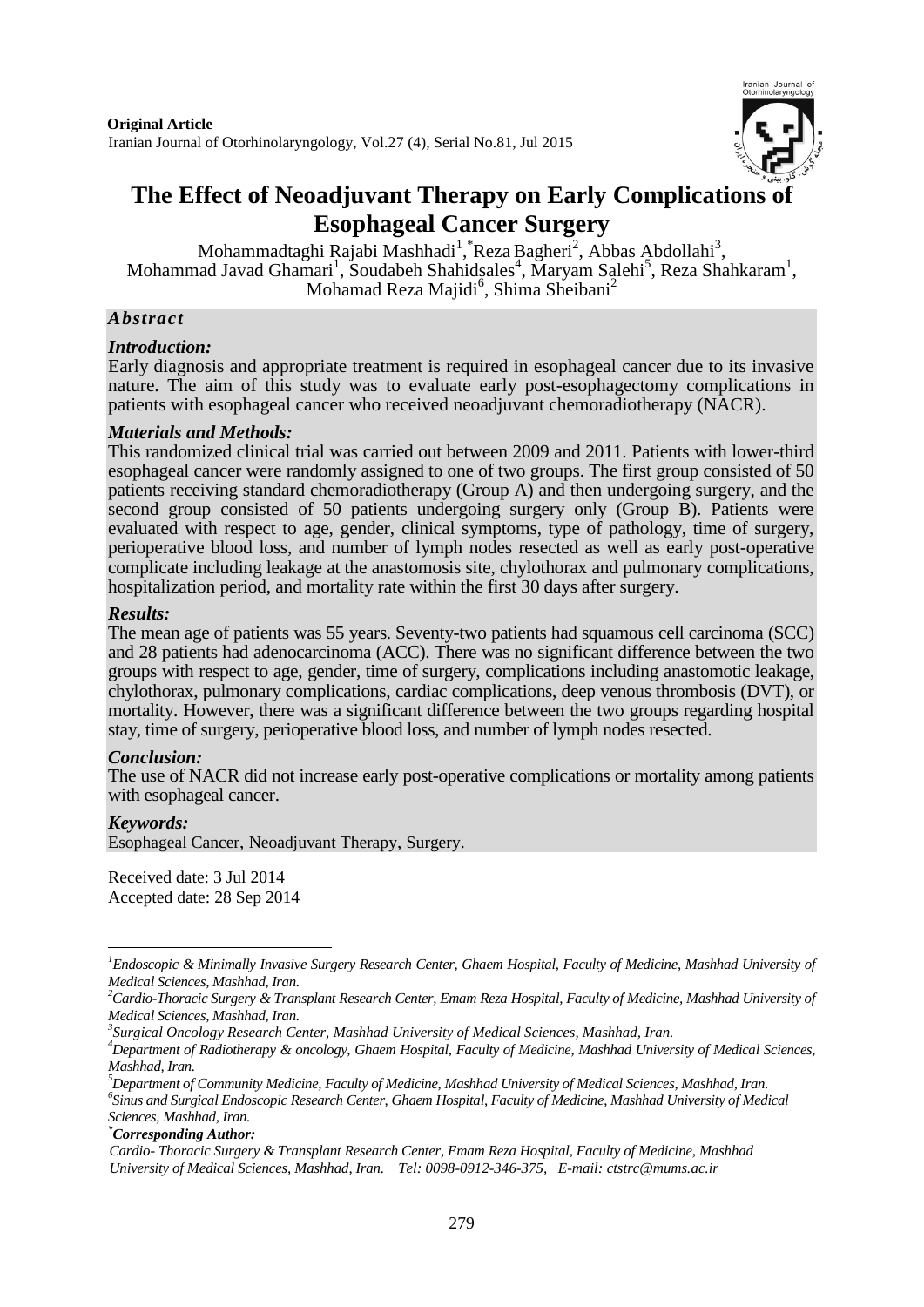**Original Article**

# The Effect of Neoadjuvant Therapy on Early Complications of Esophageal Cancer Surgery

Mohammadtaghi Rajabi Mashhadi[1], *Reza Bagheri[2], Abbas Abdollahi[3], Mohammad Javad Ghamari[1], Soudabeh Shahidsales[4], Maryam Salehi[5], Reza Shahkaram[1], Mohamad Reza Majidi[6], Shima Sheibani[2]

## *Abstract*

### *Introduction:*

Early diagnosis and appropriate treatment is required in esophageal cancer due to its invasive nature. The aim of this study was to evaluate early post-esophagectomy complications in patients with esophageal cancer who received neoadjuvant chemoradiotherapy (NACR).

### *Materials and Methods:*

This randomized clinical trial was carried out between 2009 and 2011. Patients with lower-third esophageal cancer were randomly assigned to one of two groups. The first group consisted of 50 patients receiving standard chemoradiotherapy (Group A) and then undergoing surgery, and the second group consisted of 50 patients undergoing surgery only (Group B). Patients were evaluated with respect to age, gender, clinical symptoms, type of pathology, time of surgery, perioperative blood loss, and number of lymph nodes resected as well as early post-operative complicate including leakage at the anastomosis site, chylothorax and pulmonary complications, hospitalization period, and mortality rate within the first 30 days after surgery.

### *Results:*

The mean age of patients was 55 years. Seventy-two patients had squamous cell carcinoma (SCC) and 28 patients had adenocarcinoma (ACC). There was no significant difference between the two groups with respect to age, gender, time of surgery, complications including anastomotic leakage, chylothorax, pulmonary complications, cardiac complications, deep venous thrombosis (DVT), or mortality. However, there was a significant difference between the two groups regarding hospital stay, time of surgery, perioperative blood loss, and number of lymph nodes resected.

### *Conclusion:*

The use of NACR did not increase early post-operative complications or mortality among patients with esophageal cancer.

### *Keywords:*

Esophageal Cancer, Neoadjuvant Therapy, Surgery.

Received date: 3 Jul 2014
Accepted date: 28 Sep 2014

---

*[1]Endoscopic & Minimally Invasive Surgery Research Center, Ghaem Hospital, Faculty of Medicine, Mashhad University of Medical Sciences, Mashhad, Iran.*

*[2]Cardio-Thoracic Surgery & Transplant Research Center, Emam Reza Hospital, Faculty of Medicine, Mashhad University of Medical Sciences, Mashhad, Iran.*

*[3]Surgical Oncology Research Center, Mashhad University of Medical Sciences, Mashhad, Iran.*

*[4]Department of Radiotherapy & oncology, Ghaem Hospital, Faculty of Medicine, Mashhad University of Medical Sciences, Mashhad, Iran.*

*[5]Department of Community Medicine, Faculty of Medicine, Mashhad University of Medical Sciences, Mashhad, Iran.*

*[6]Sinus and Surgical Endoscopic Research Center, Ghaem Hospital, Faculty of Medicine, Mashhad University of Medical Sciences, Mashhad, Iran.*

***Corresponding Author:***

*Cardio- Thoracic Surgery & Transplant Research Center, Emam Reza Hospital, Faculty of Medicine, Mashhad University of Medical Sciences, Mashhad, Iran. Tel: 0098-0912-346-375, E-mail: ctstrc@mums.ac.ir*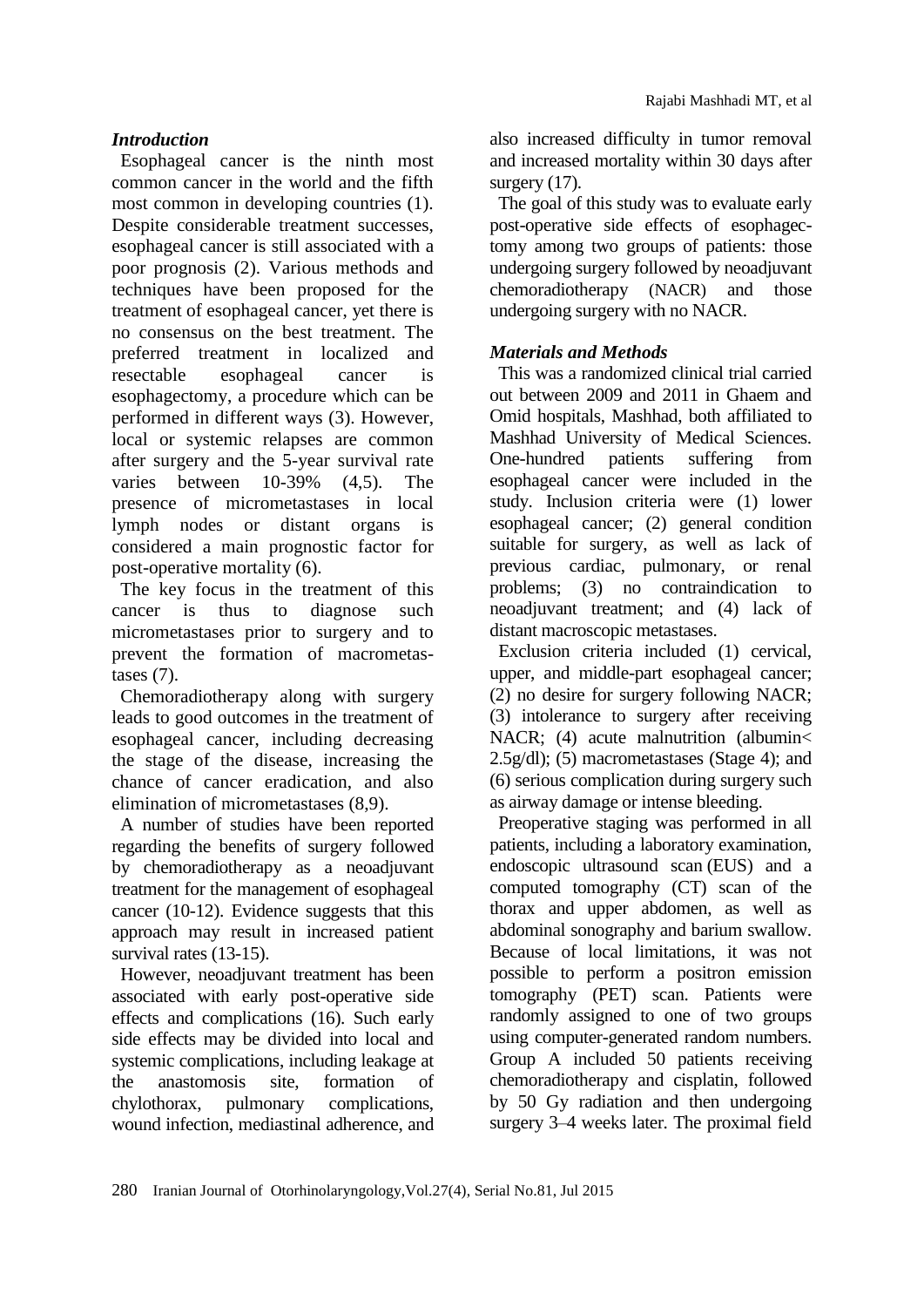## *Introduction*

Esophageal cancer is the ninth most common cancer in the world and the fifth most common in developing countries (1). Despite considerable treatment successes, esophageal cancer is still associated with a poor prognosis (2). Various methods and techniques have been proposed for the treatment of esophageal cancer, yet there is no consensus on the best treatment. The preferred treatment in localized and resectable esophageal cancer is esophagectomy, a procedure which can be performed in different ways (3). However, local or systemic relapses are common after surgery and the 5-year survival rate varies between 10-39% (4,5). The presence of micrometastases in local lymph nodes or distant organs is considered a main prognostic factor for post-operative mortality (6).

The key focus in the treatment of this cancer is thus to diagnose such micrometastases prior to surgery and to prevent the formation of macrometastases (7).

Chemoradiotherapy along with surgery leads to good outcomes in the treatment of esophageal cancer, including decreasing the stage of the disease, increasing the chance of cancer eradication, and also elimination of micrometastases (8,9).

A number of studies have been reported regarding the benefits of surgery followed by chemoradiotherapy as a neoadjuvant treatment for the management of esophageal cancer (10-12). Evidence suggests that this approach may result in increased patient survival rates (13-15).

However, neoadjuvant treatment has been associated with early post-operative side effects and complications (16). Such early side effects may be divided into local and systemic complications, including leakage at the anastomosis site, formation of chylothorax, pulmonary complications, wound infection, mediastinal adherence, and also increased difficulty in tumor removal and increased mortality within 30 days after surgery (17).

The goal of this study was to evaluate early post-operative side effects of esophagectomy among two groups of patients: those undergoing surgery followed by neoadjuvant chemoradiotherapy (NACR) and those undergoing surgery with no NACR.

## *Materials and Methods*

This was a randomized clinical trial carried out between 2009 and 2011 in Ghaem and Omid hospitals, Mashhad, both affiliated to Mashhad University of Medical Sciences. One-hundred patients suffering from esophageal cancer were included in the study. Inclusion criteria were (1) lower esophageal cancer; (2) general condition suitable for surgery, as well as lack of previous cardiac, pulmonary, or renal problems; (3) no contraindication to neoadjuvant treatment; and (4) lack of distant macroscopic metastases.

Exclusion criteria included (1) cervical, upper, and middle-part esophageal cancer; (2) no desire for surgery following NACR; (3) intolerance to surgery after receiving NACR; (4) acute malnutrition (albumin< 2.5g/dl); (5) macrometastases (Stage 4); and (6) serious complication during surgery such as airway damage or intense bleeding.

Preoperative staging was performed in all patients, including a laboratory examination, endoscopic ultrasound scan (EUS) and a computed tomography (CT) scan of the thorax and upper abdomen, as well as abdominal sonography and barium swallow. Because of local limitations, it was not possible to perform a positron emission tomography (PET) scan. Patients were randomly assigned to one of two groups using computer-generated random numbers. Group A included 50 patients receiving chemoradiotherapy and cisplatin, followed by 50 Gy radiation and then undergoing surgery 3–4 weeks later. The proximal field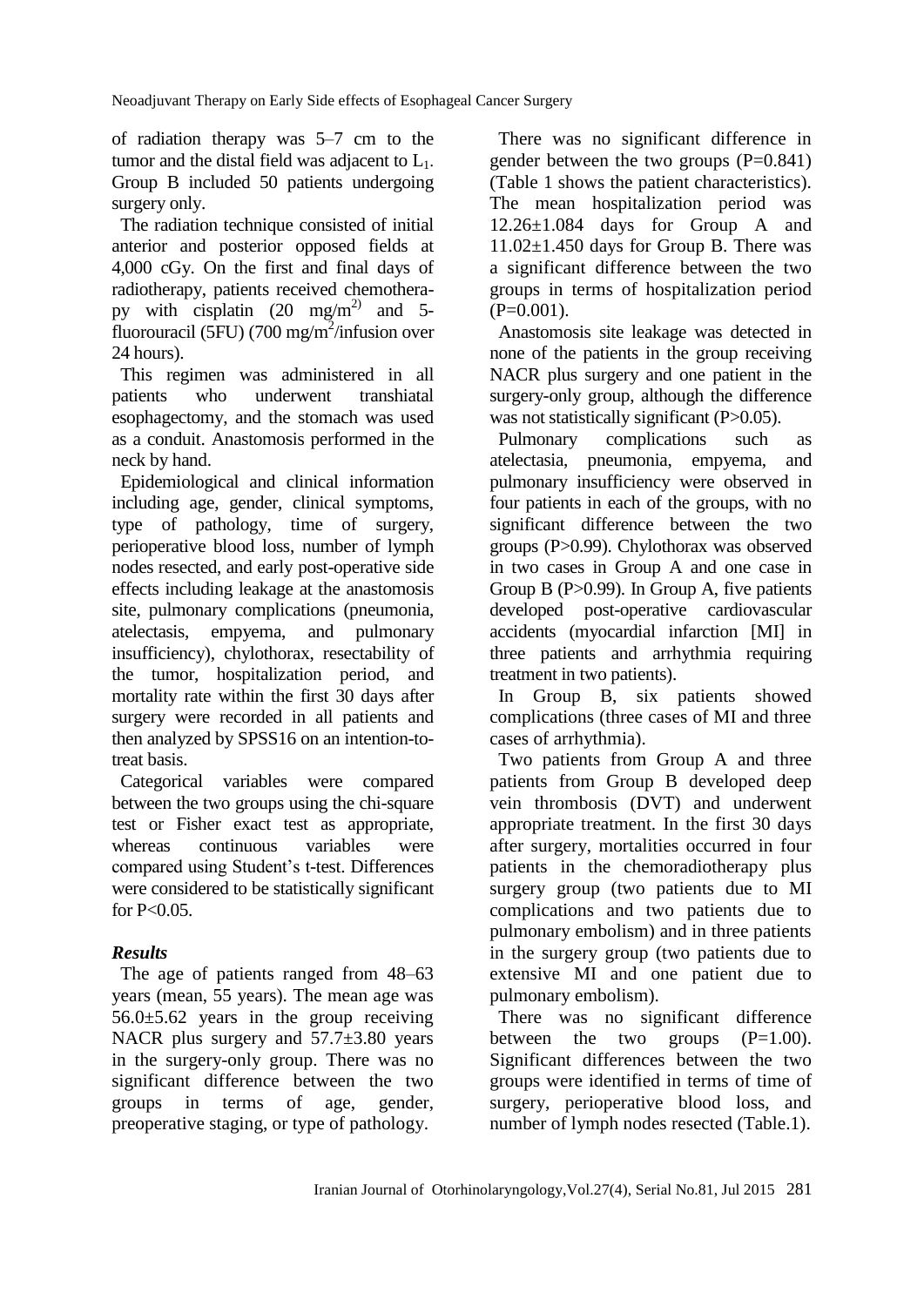of radiation therapy was 5–7 cm to the tumor and the distal field was adjacent to $L_1$. Group B included 50 patients undergoing surgery only.

The radiation technique consisted of initial anterior and posterior opposed fields at 4,000 cGy. On the first and final days of radiotherapy, patients received chemotherapy with cisplatin (20 $mg/m^2$) and 5-fluorouracil (5FU) (700 $mg/m^2$/infusion over 24 hours).

This regimen was administered in all patients who underwent transhiatal esophagectomy, and the stomach was used as a conduit. Anastomosis performed in the neck by hand.

Epidemiological and clinical information including age, gender, clinical symptoms, type of pathology, time of surgery, perioperative blood loss, number of lymph nodes resected, and early post-operative side effects including leakage at the anastomosis site, pulmonary complications (pneumonia, atelectasis, empyema, and pulmonary insufficiency), chylothorax, resectability of the tumor, hospitalization period, and mortality rate within the first 30 days after surgery were recorded in all patients and then analyzed by SPSS16 on an intention-to-treat basis.

Categorical variables were compared between the two groups using the chi-square test or Fisher exact test as appropriate, whereas continuous variables were compared using Student's t-test. Differences were considered to be statistically significant for $P<0.05$.

### *Results*

The age of patients ranged from 48–63 years (mean, 55 years). The mean age was 56.0±5.62 years in the group receiving NACR plus surgery and 57.7±3.80 years in the surgery-only group. There was no significant difference between the two groups in terms of age, gender, preoperative staging, or type of pathology.

There was no significant difference in gender between the two groups ($P=0.841$) (Table 1 shows the patient characteristics). The mean hospitalization period was 12.26±1.084 days for Group A and 11.02±1.450 days for Group B. There was a significant difference between the two groups in terms of hospitalization period ($P=0.001$).

Anastomosis site leakage was detected in none of the patients in the group receiving NACR plus surgery and one patient in the surgery-only group, although the difference was not statistically significant ($P>0.05$).

Pulmonary complications such as atelectasia, pneumonia, empyema, and pulmonary insufficiency were observed in four patients in each of the groups, with no significant difference between the two groups ($P>0.99$). Chylothorax was observed in two cases in Group A and one case in Group B ($P>0.99$). In Group A, five patients developed post-operative cardiovascular accidents (myocardial infarction [MI] in three patients and arrhythmia requiring treatment in two patients).

In Group B, six patients showed complications (three cases of MI and three cases of arrhythmia).

Two patients from Group A and three patients from Group B developed deep vein thrombosis (DVT) and underwent appropriate treatment. In the first 30 days after surgery, mortalities occurred in four patients in the chemoradiotherapy plus surgery group (two patients due to MI complications and two patients due to pulmonary embolism) and in three patients in the surgery group (two patients due to extensive MI and one patient due to pulmonary embolism).

There was no significant difference between the two groups ($P=1.00$). Significant differences between the two groups were identified in terms of time of surgery, perioperative blood loss, and number of lymph nodes resected (Table.1).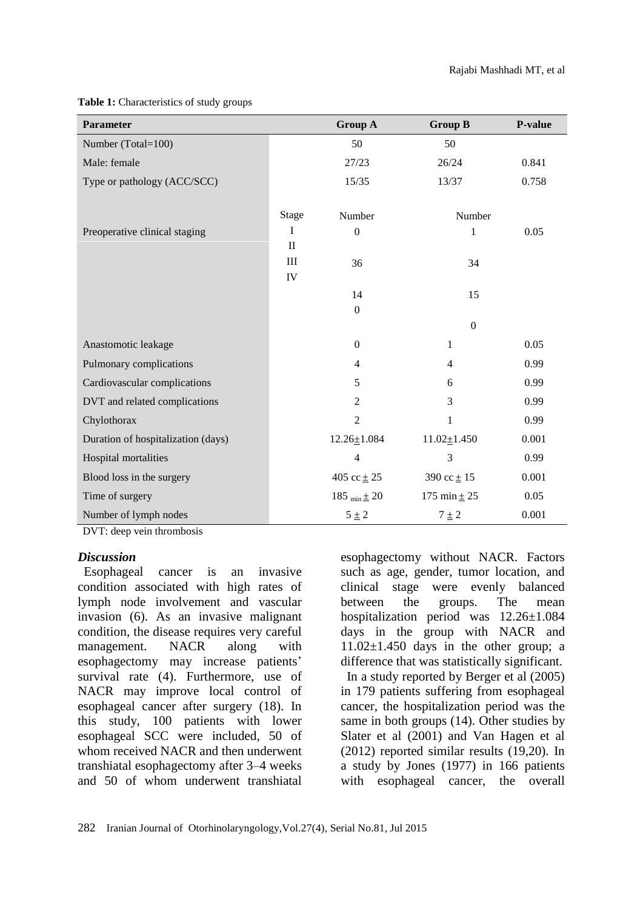**Table 1:** Characteristics of study groups

| Parameter | | Group A | Group B | P-value |
|---|---|---|---|---|
| Number (Total=100) | | 50 | 50 | |
| Male: female | | 27/23 | 26/24 | 0.841 |
| Type or pathology (ACC/SCC) | | 15/35 | 13/37 | 0.758 |
| | Stage | Number | Number | |
| Preoperative clinical staging | I | 0 | 1 | 0.05 |
| | II | 36 | 34 | |
| | III | 14 | 15 | |
| | IV | 0 | 0 | |
| Anastomotic leakage | | 0 | 1 | 0.05 |
| Pulmonary complications | | 4 | 4 | 0.99 |
| Cardiovascular complications | | 5 | 6 | 0.99 |
| DVT and related complications | | 2 | 3 | 0.99 |
| Chylothorax | | 2 | 1 | 0.99 |
| Duration of hospitalization (days) | | 12.26±1.084 | 11.02±1.450 | 0.001 |
| Hospital mortalities | | 4 | 3 | 0.99 |
| Blood loss in the surgery | | 405 cc ± 25 | 390 cc ± 15 | 0.001 |
| Time of surgery | | 185 $_{min}$ ± 20 | 175 min ± 25 | 0.05 |
| Number of lymph nodes | | 5 ± 2 | 7 ± 2 | 0.001 |

DVT: deep vein thrombosis

### *Discussion*

Esophageal cancer is an invasive condition associated with high rates of lymph node involvement and vascular invasion (6). As an invasive malignant condition, the disease requires very careful management. NACR along with esophagectomy may increase patients' survival rate (4). Furthermore, use of NACR may improve local control of esophageal cancer after surgery (18). In this study, 100 patients with lower esophageal SCC were included, 50 of whom received NACR and then underwent transhiatal esophagectomy after 3–4 weeks and 50 of whom underwent transhiatal esophagectomy without NACR. Factors such as age, gender, tumor location, and clinical stage were evenly balanced between the groups. The mean hospitalization period was 12.26±1.084 days in the group with NACR and 11.02±1.450 days in the other group; a difference that was statistically significant.

In a study reported by Berger et al (2005) in 179 patients suffering from esophageal cancer, the hospitalization period was the same in both groups (14). Other studies by Slater et al (2001) and Van Hagen et al (2012) reported similar results (19,20). In a study by Jones (1977) in 166 patients with esophageal cancer, the overall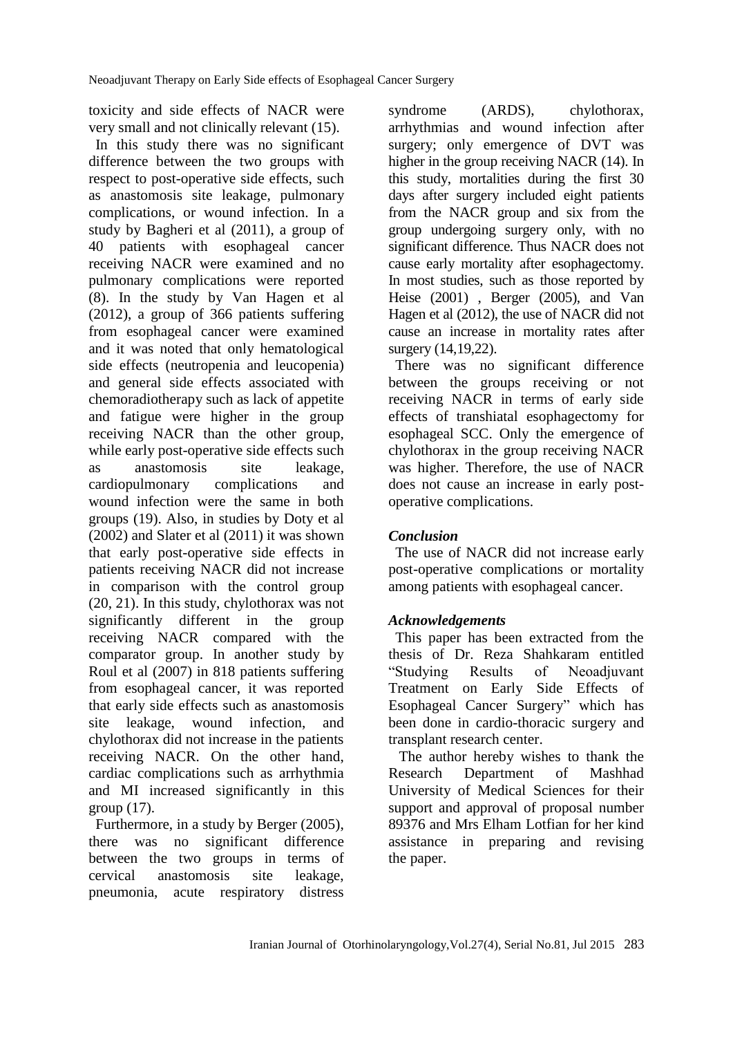toxicity and side effects of NACR were very small and not clinically relevant (15).

In this study there was no significant difference between the two groups with respect to post-operative side effects, such as anastomosis site leakage, pulmonary complications, or wound infection. In a study by Bagheri et al (2011), a group of 40 patients with esophageal cancer receiving NACR were examined and no pulmonary complications were reported (8). In the study by Van Hagen et al (2012), a group of 366 patients suffering from esophageal cancer were examined and it was noted that only hematological side effects (neutropenia and leucopenia) and general side effects associated with chemoradiotherapy such as lack of appetite and fatigue were higher in the group receiving NACR than the other group, while early post-operative side effects such as anastomosis site leakage, cardiopulmonary complications and wound infection were the same in both groups (19). Also, in studies by Doty et al (2002) and Slater et al (2011) it was shown that early post-operative side effects in patients receiving NACR did not increase in comparison with the control group (20, 21). In this study, chylothorax was not significantly different in the group receiving NACR compared with the comparator group. In another study by Roul et al (2007) in 818 patients suffering from esophageal cancer, it was reported that early side effects such as anastomosis site leakage, wound infection, and chylothorax did not increase in the patients receiving NACR. On the other hand, cardiac complications such as arrhythmia and MI increased significantly in this group (17).

Furthermore, in a study by Berger (2005), there was no significant difference between the two groups in terms of cervical anastomosis site leakage, pneumonia, acute respiratory distress syndrome (ARDS), chylothorax, arrhythmias and wound infection after surgery; only emergence of DVT was higher in the group receiving NACR (14). In this study, mortalities during the first 30 days after surgery included eight patients from the NACR group and six from the group undergoing surgery only, with no significant difference. Thus NACR does not cause early mortality after esophagectomy. In most studies, such as those reported by Heise (2001) , Berger (2005), and Van Hagen et al (2012), the use of NACR did not cause an increase in mortality rates after surgery (14,19,22).

There was no significant difference between the groups receiving or not receiving NACR in terms of early side effects of transhiatal esophagectomy for esophageal SCC. Only the emergence of chylothorax in the group receiving NACR was higher. Therefore, the use of NACR does not cause an increase in early post-operative complications.

## *Conclusion*

The use of NACR did not increase early post-operative complications or mortality among patients with esophageal cancer.

## *Acknowledgements*

This paper has been extracted from the thesis of Dr. Reza Shahkaram entitled "Studying Results of Neoadjuvant Treatment on Early Side Effects of Esophageal Cancer Surgery" which has been done in cardio-thoracic surgery and transplant research center.

The author hereby wishes to thank the Research Department of Mashhad University of Medical Sciences for their support and approval of proposal number 89376 and Mrs Elham Lotfian for her kind assistance in preparing and revising the paper.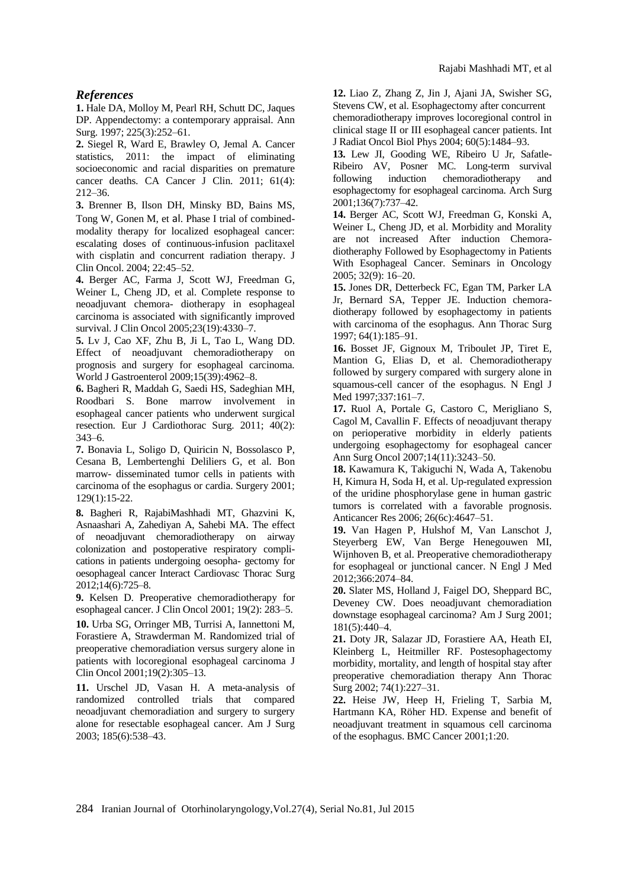## *References*

**1.** Hale DA, Molloy M, Pearl RH, Schutt DC, Jaques DP. Appendectomy: a contemporary appraisal. Ann Surg. 1997; 225(3):252–61.

**2.** Siegel R, Ward E, Brawley O, Jemal A. Cancer statistics, 2011: the impact of eliminating socioeconomic and racial disparities on premature cancer deaths. CA Cancer J Clin. 2011; 61(4): 212–36.

**3.** Brenner B, Ilson DH, Minsky BD, Bains MS, Tong W, Gonen M, et al. Phase I trial of combined-modality therapy for localized esophageal cancer: escalating doses of continuous-infusion paclitaxel with cisplatin and concurrent radiation therapy. J Clin Oncol. 2004; 22:45–52.

**4.** Berger AC, Farma J, Scott WJ, Freedman G, Weiner L, Cheng JD, et al. Complete response to neoadjuvant chemora- diotherapy in esophageal carcinoma is associated with significantly improved survival. J Clin Oncol 2005;23(19):4330–7.

**5.** Lv J, Cao XF, Zhu B, Ji L, Tao L, Wang DD. Effect of neoadjuvant chemoradiotherapy on prognosis and surgery for esophageal carcinoma. World J Gastroenterol 2009;15(39):4962–8.

**6.** Bagheri R, Maddah G, Saedi HS, Sadeghian MH, Roodbari S. Bone marrow involvement in esophageal cancer patients who underwent surgical resection. Eur J Cardiothorac Surg. 2011; 40(2): 343–6.

**7.** Bonavia L, Soligo D, Quiricin N, Bossolasco P, Cesana B, Lembertenghi Deliliers G, et al. Bon marrow- disseminated tumor cells in patients with carcinoma of the esophagus or cardia. Surgery 2001; 129(1):15-22.

**8.** Bagheri R, RajabiMashhadi MT, Ghazvini K, Asnaashari A, Zahediyan A, Sahebi MA. The effect of neoadjuvant chemoradiotherapy on airway colonization and postoperative respiratory compli- cations in patients undergoing oesopha- gectomy for oesophageal cancer Interact Cardiovasc Thorac Surg 2012;14(6):725–8.

**9.** Kelsen D. Preoperative chemoradiotherapy for esophageal cancer. J Clin Oncol 2001; 19(2): 283–5.

**10.** Urba SG, Orringer MB, Turrisi A, Iannettoni M, Forastiere A, Strawderman M. Randomized trial of preoperative chemoradiation versus surgery alone in patients with locoregional esophageal carcinoma J Clin Oncol 2001;19(2):305–13.

**11.** Urschel JD, Vasan H. A meta-analysis of randomized controlled trials that compared neoadjuvant chemoradiation and surgery to surgery alone for resectable esophageal cancer. Am J Surg 2003; 185(6):538–43.

**12.** Liao Z, Zhang Z, Jin J, Ajani JA, Swisher SG, Stevens CW, et al. Esophagectomy after concurrent chemoradiotherapy improves locoregional control in clinical stage II or III esophageal cancer patients. Int J Radiat Oncol Biol Phys 2004; 60(5):1484–93.

**13.** Lew JI, Gooding WE, Ribeiro U Jr, Safatle-Ribeiro AV, Posner MC. Long-term survival following induction chemoradiotherapy and esophagectomy for esophageal carcinoma. Arch Surg 2001;136(7):737–42.

**14.** Berger AC, Scott WJ, Freedman G, Konski A, Weiner L, Cheng JD, et al. Morbidity and Morality are not increased After induction Chemora-diotheraphy Followed by Esophagectomy in Patients With Esophageal Cancer. Seminars in Oncology 2005; 32(9): 16–20.

**15.** Jones DR, Detterbeck FC, Egan TM, Parker LA Jr, Bernard SA, Tepper JE. Induction chemora-diotherapy followed by esophagectomy in patients with carcinoma of the esophagus. Ann Thorac Surg 1997; 64(1):185–91.

**16.** Bosset JF, Gignoux M, Triboulet JP, Tiret E, Mantion G, Elias D, et al. Chemoradiotherapy followed by surgery compared with surgery alone in squamous-cell cancer of the esophagus. N Engl J Med 1997;337:161–7.

**17.** Ruol A, Portale G, Castoro C, Merigliano S, Cagol M, Cavallin F. Effects of neoadjuvant therapy on perioperative morbidity in elderly patients undergoing esophagectomy for esophageal cancer Ann Surg Oncol 2007;14(11):3243–50.

**18.** Kawamura K, Takiguchi N, Wada A, Takenobu H, Kimura H, Soda H, et al. Up-regulated expression of the uridine phosphorylase gene in human gastric tumors is correlated with a favorable prognosis. Anticancer Res 2006; 26(6c):4647–51.

**19.** Van Hagen P, Hulshof M, Van Lanschot J, Steyerberg EW, Van Berge Henegouwen MI, Wijnhoven B, et al. Preoperative chemoradiotherapy for esophageal or junctional cancer. N Engl J Med 2012;366:2074–84.

**20.** Slater MS, Holland J, Faigel DO, Sheppard BC, Deveney CW. Does neoadjuvant chemoradiation downstage esophageal carcinoma? Am J Surg 2001; 181(5):440–4.

**21.** Doty JR, Salazar JD, Forastiere AA, Heath EI, Kleinberg L, Heitmiller RF. Postesophagectomy morbidity, mortality, and length of hospital stay after preoperative chemoradiation therapy Ann Thorac Surg 2002; 74(1):227–31.

**22.** Heise JW, Heep H, Frieling T, Sarbia M, Hartmann KA, Röher HD. Expense and benefit of neoadjuvant treatment in squamous cell carcinoma of the esophagus. BMC Cancer 2001;1:20.